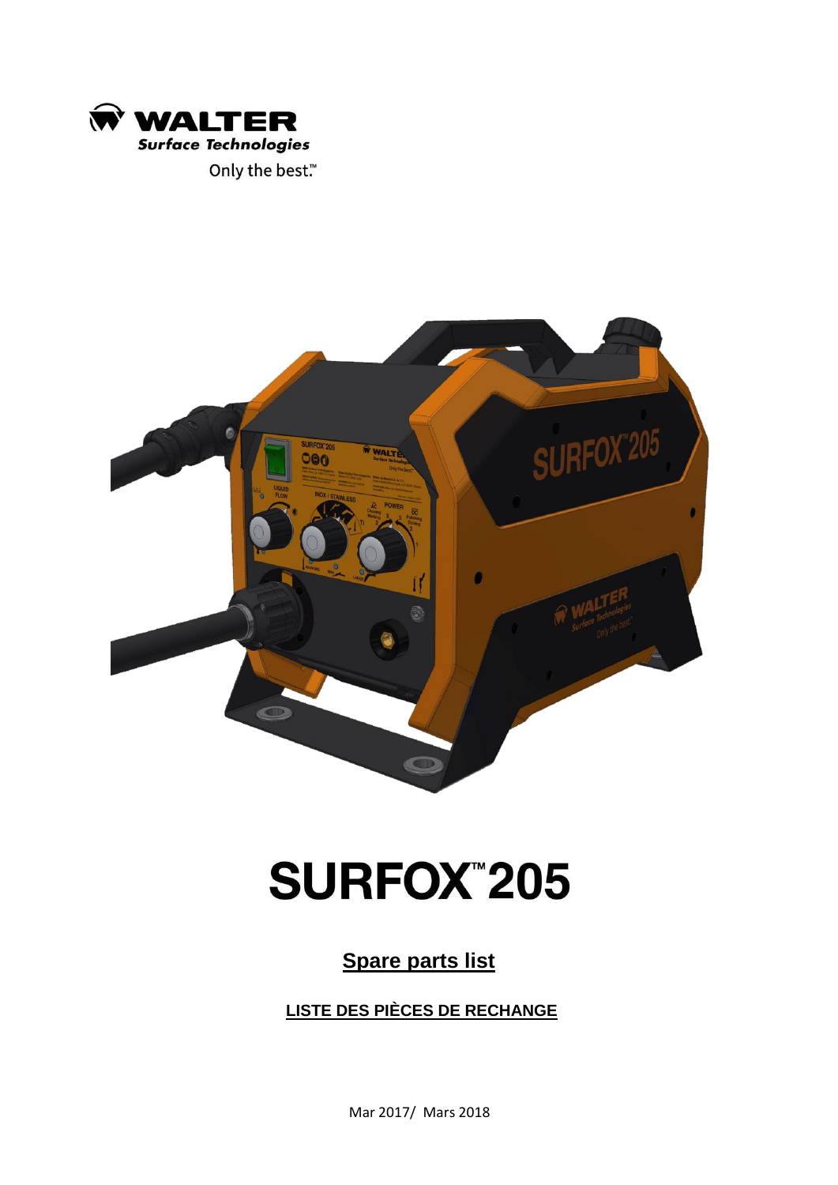WALTER

*Surface Technologies*

Only the best.™

# SURFOX™205

## Spare parts list

### LISTE DES PIÈCES DE RECHANGE

Mar 2017/ Mars 2018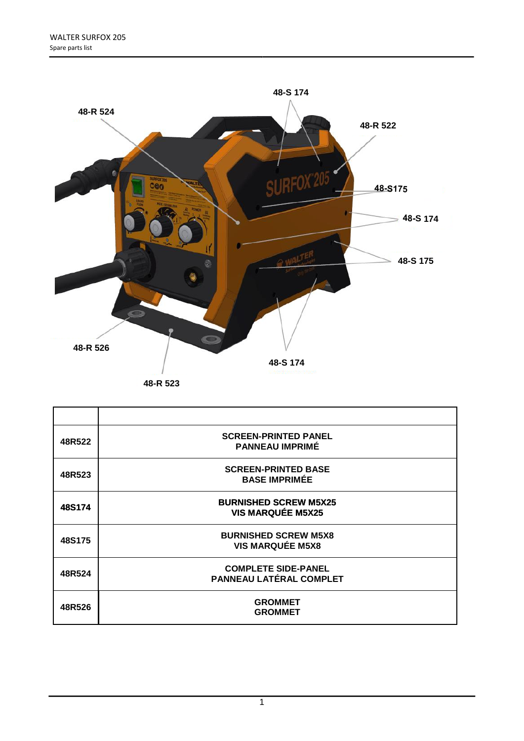| | |
|---|---|
| 48R522 | SCREEN-PRINTED PANEL<br>PANNEAU IMPRIMÉ |
| 48R523 | SCREEN-PRINTED BASE<br>BASE IMPRIMÉE |
| 48S174 | BURNISHED SCREW M5X25<br>VIS MARQUÉE M5X25 |
| 48S175 | BURNISHED SCREW M5X8<br>VIS MARQUÉE M5X8 |
| 48R524 | COMPLETE SIDE-PANEL<br>PANNEAU LATÉRAL COMPLET |
| 48R526 | GROMMET<br>GROMMET |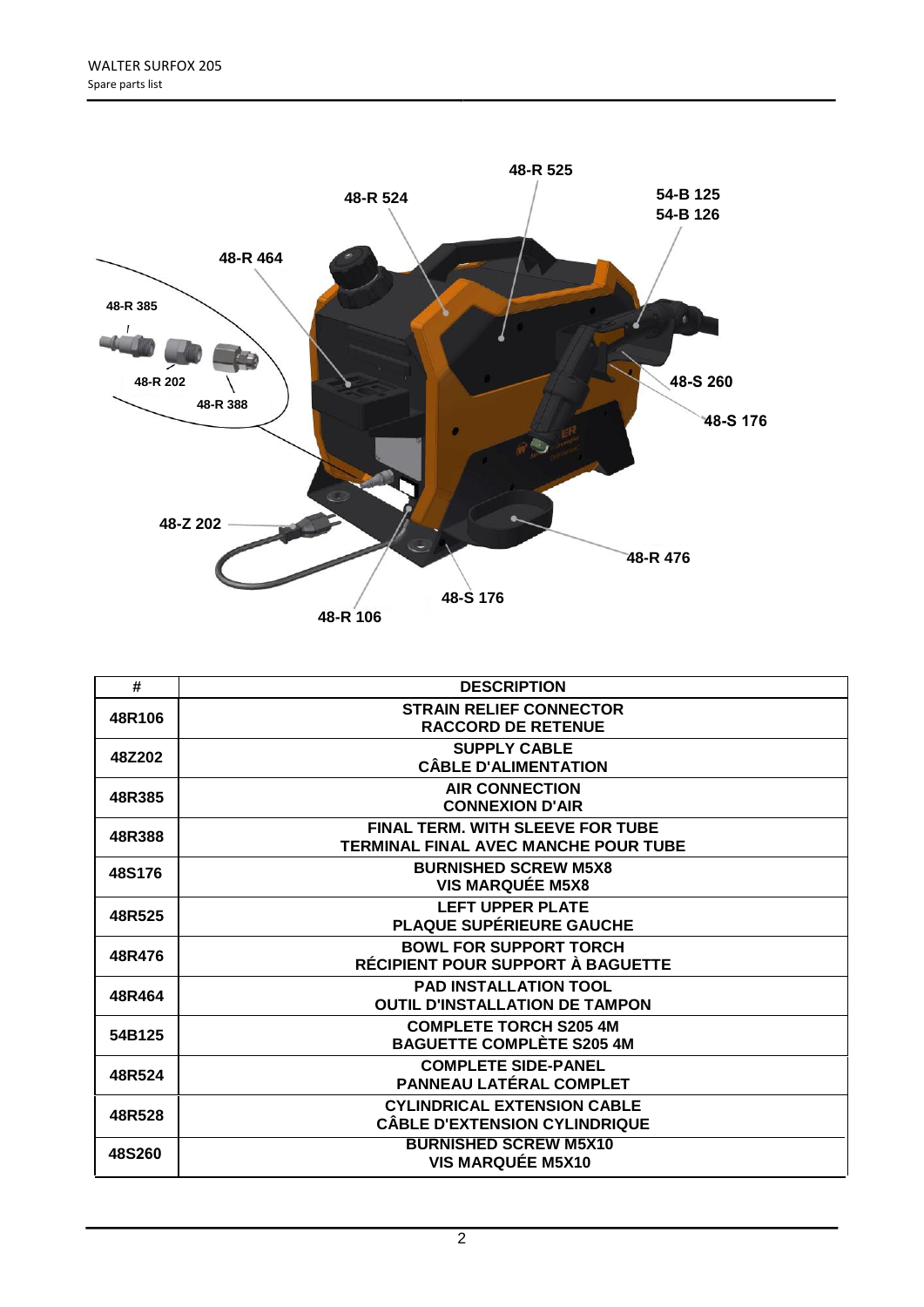| # | DESCRIPTION |
|---|---|
| 48R106 | STRAIN RELIEF CONNECTOR<br>RACCORD DE RETENUE |
| 48Z202 | SUPPLY CABLE<br>CÂBLE D'ALIMENTATION |
| 48R385 | AIR CONNECTION<br>CONNEXION D'AIR |
| 48R388 | FINAL TERM. WITH SLEEVE FOR TUBE<br>TERMINAL FINAL AVEC MANCHE POUR TUBE |
| 48S176 | BURNISHED SCREW M5X8<br>VIS MARQUÉE M5X8 |
| 48R525 | LEFT UPPER PLATE<br>PLAQUE SUPÉRIEURE GAUCHE |
| 48R476 | BOWL FOR SUPPORT TORCH<br>RÉCIPIENT POUR SUPPORT À BAGUETTE |
| 48R464 | PAD INSTALLATION TOOL<br>OUTIL D'INSTALLATION DE TAMPON |
| 54B125 | COMPLETE TORCH S205 4M<br>BAGUETTE COMPLÈTE S205 4M |
| 48R524 | COMPLETE SIDE-PANEL<br>PANNEAU LATÉRAL COMPLET |
| 48R528 | CYLINDRICAL EXTENSION CABLE<br>CÂBLE D'EXTENSION CYLINDRIQUE |
| 48S260 | BURNISHED SCREW M5X10<br>VIS MARQUÉE M5X10 |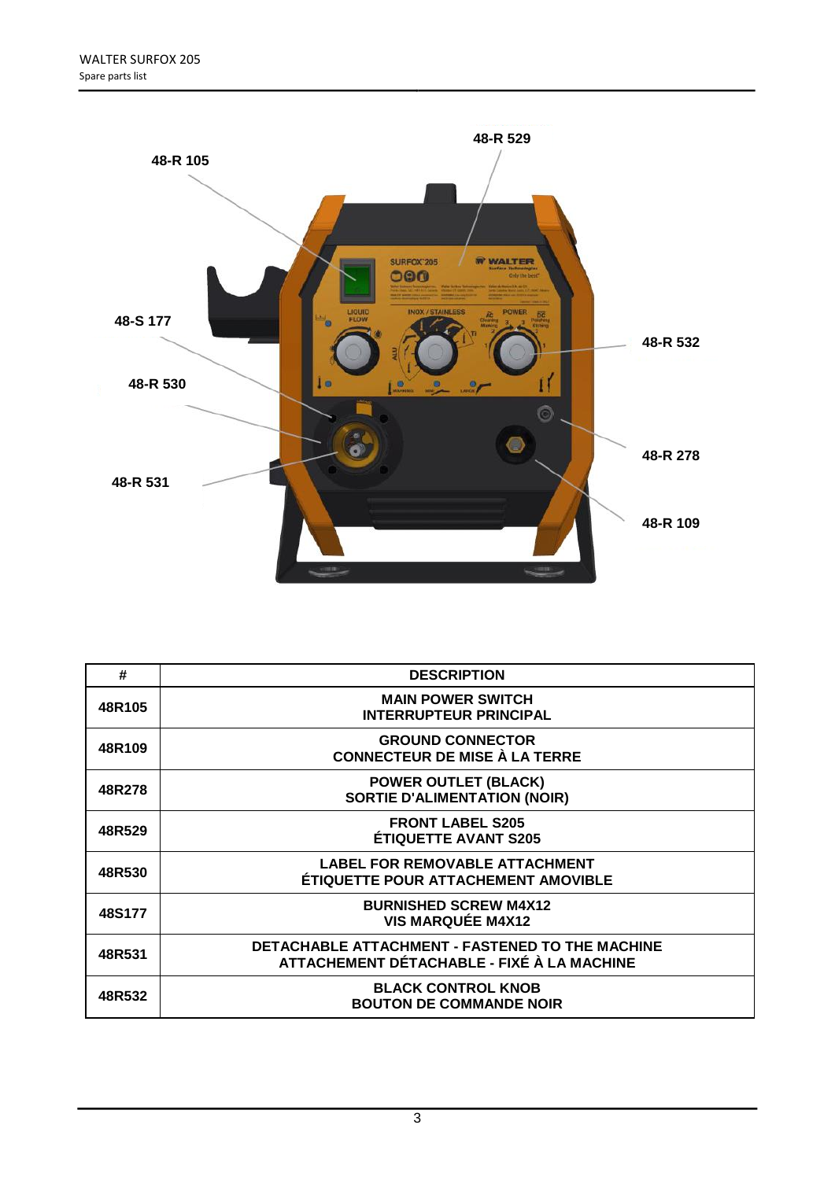48-R 105

48-R 529

48-S 177

48-R 532

48-R 530

48-R 278

48-R 531

48-R 109

| # | DESCRIPTION |
|---|---|
| 48R105 | MAIN POWER SWITCH<br>INTERRUPTEUR PRINCIPAL |
| 48R109 | GROUND CONNECTOR<br>CONNECTEUR DE MISE À LA TERRE |
| 48R278 | POWER OUTLET (BLACK)<br>SORTIE D'ALIMENTATION (NOIR) |
| 48R529 | FRONT LABEL S205<br>ÉTIQUETTE AVANT S205 |
| 48R530 | LABEL FOR REMOVABLE ATTACHMENT<br>ÉTIQUETTE POUR ATTACHEMENT AMOVIBLE |
| 48S177 | BURNISHED SCREW M4X12<br>VIS MARQUÉE M4X12 |
| 48R531 | DETACHABLE ATTACHMENT - FASTENED TO THE MACHINE<br>ATTACHEMENT DÉTACHABLE - FIXÉ À LA MACHINE |
| 48R532 | BLACK CONTROL KNOB<br>BOUTON DE COMMANDE NOIR |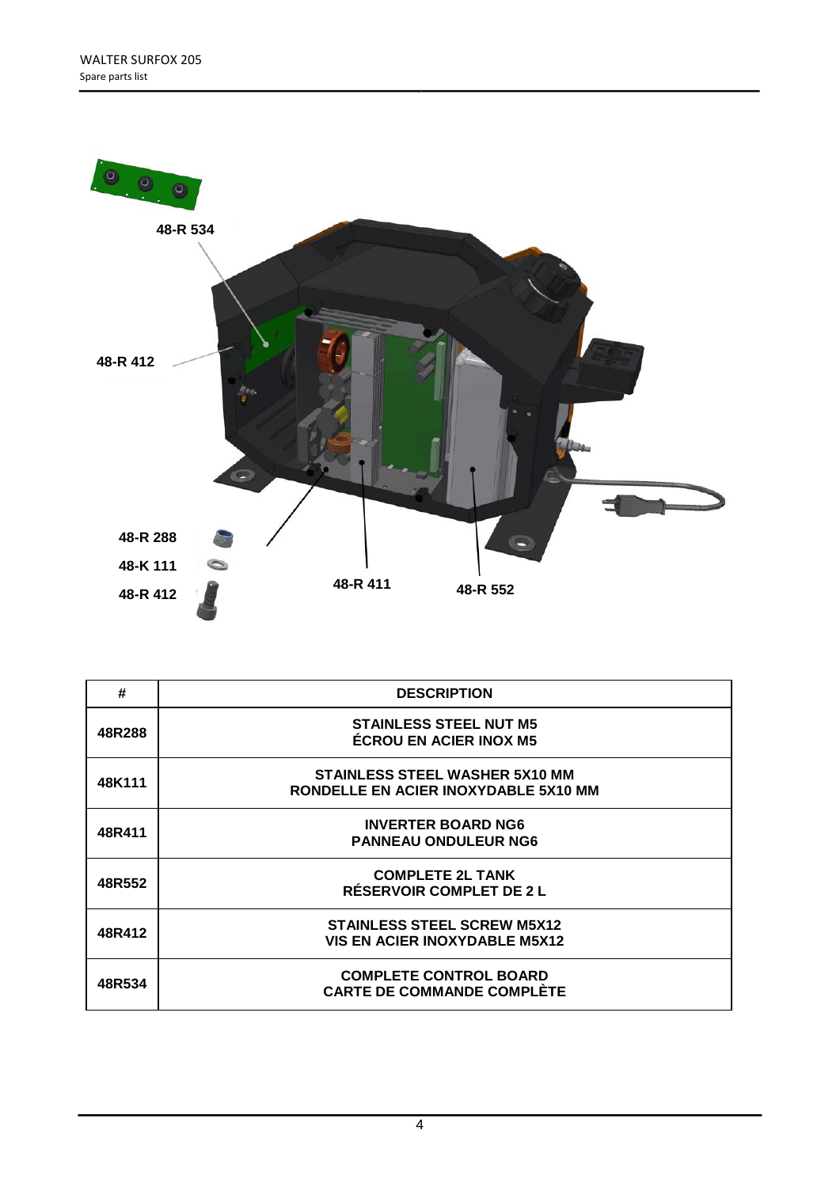48-R 534

48-R 412

48-R 288

48-K 111

48-R 412

48-R 411

48-R 552

| # | DESCRIPTION |
|---|---|
| 48R288 | STAINLESS STEEL NUT M5<br>ÉCROU EN ACIER INOX M5 |
| 48K111 | STAINLESS STEEL WASHER 5X10 MM<br>RONDELLE EN ACIER INOXYDABLE 5X10 MM |
| 48R411 | INVERTER BOARD NG6<br>PANNEAU ONDULEUR NG6 |
| 48R552 | COMPLETE 2L TANK<br>RÉSERVOIR COMPLET DE 2 L |
| 48R412 | STAINLESS STEEL SCREW M5X12<br>VIS EN ACIER INOXYDABLE M5X12 |
| 48R534 | COMPLETE CONTROL BOARD<br>CARTE DE COMMANDE COMPLÈTE |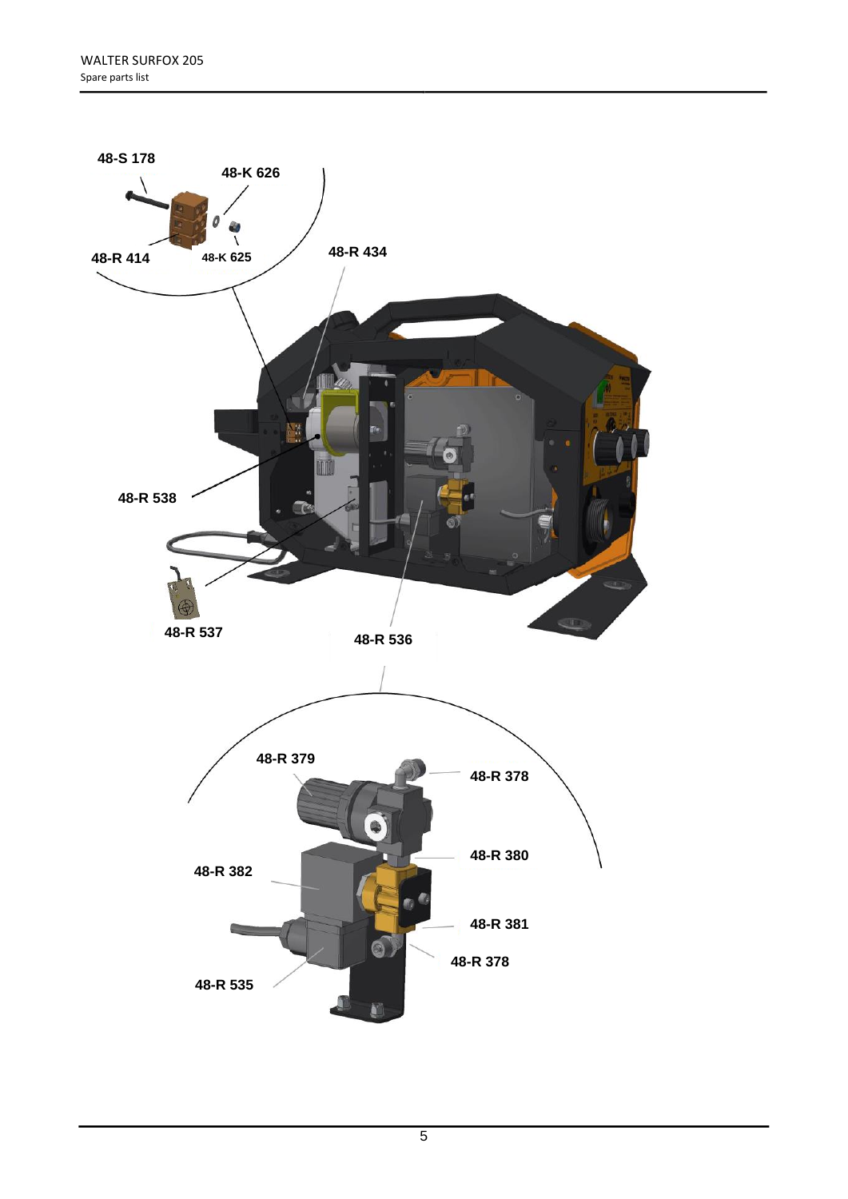48-S 178

48-K 626

48-R 414

48-K 625

48-R 434

48-R 538

48-R 537

48-R 536

48-R 379

48-R 378

48-R 380

48-R 382

48-R 381

48-R 378

48-R 535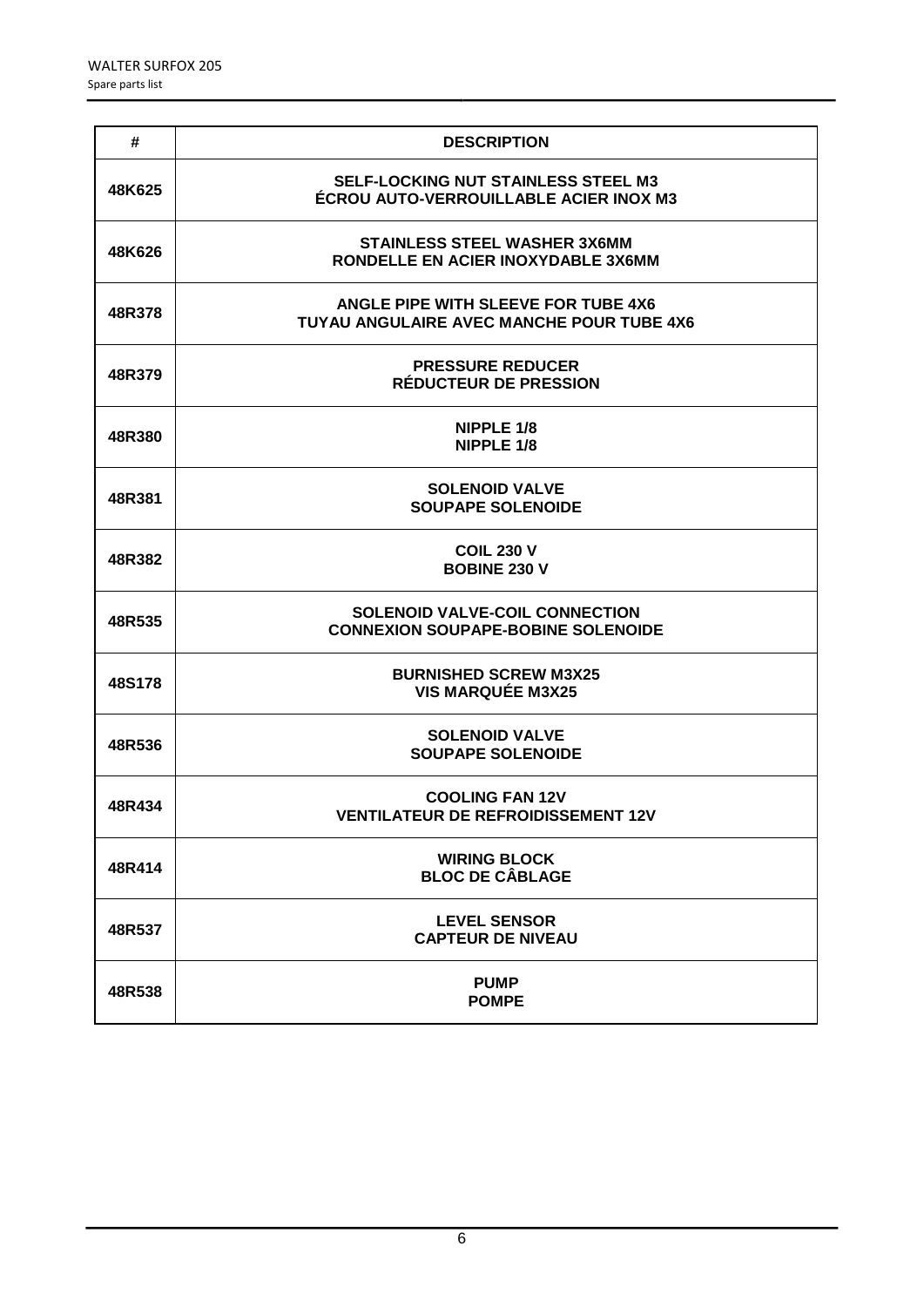| # | DESCRIPTION |
|---|---|
| 48K625 | SELF-LOCKING NUT STAINLESS STEEL M3<br>ÉCROU AUTO-VERROUILLABLE ACIER INOX M3 |
| 48K626 | STAINLESS STEEL WASHER 3X6MM<br>RONDELLE EN ACIER INOXYDABLE 3X6MM |
| 48R378 | ANGLE PIPE WITH SLEEVE FOR TUBE 4X6<br>TUYAU ANGULAIRE AVEC MANCHE POUR TUBE 4X6 |
| 48R379 | PRESSURE REDUCER<br>RÉDUCTEUR DE PRESSION |
| 48R380 | NIPPLE 1/8<br>NIPPLE 1/8 |
| 48R381 | SOLENOID VALVE<br>SOUPAPE SOLENOIDE |
| 48R382 | COIL 230 V<br>BOBINE 230 V |
| 48R535 | SOLENOID VALVE-COIL CONNECTION<br>CONNEXION SOUPAPE-BOBINE SOLENOIDE |
| 48S178 | BURNISHED SCREW M3X25<br>VIS MARQUÉE M3X25 |
| 48R536 | SOLENOID VALVE<br>SOUPAPE SOLENOIDE |
| 48R434 | COOLING FAN 12V<br>VENTILATEUR DE REFROIDISSEMENT 12V |
| 48R414 | WIRING BLOCK<br>BLOC DE CÂBLAGE |
| 48R537 | LEVEL SENSOR<br>CAPTEUR DE NIVEAU |
| 48R538 | PUMP<br>POMPE |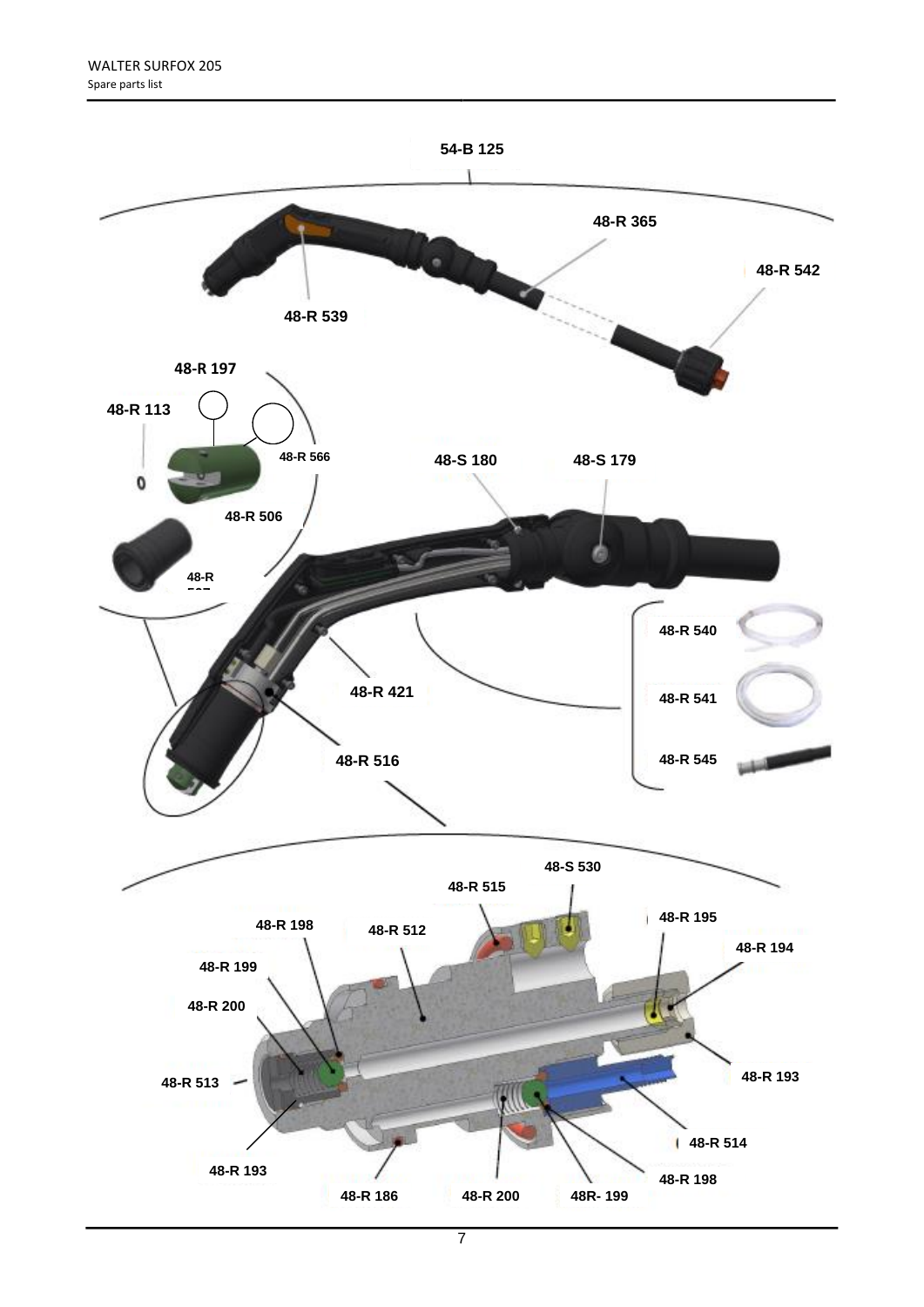54-B 125

48-R 365

48-R 542

48-R 539

48-R 197

48-R 113

48-R 566

48-R 506

48-R 507

48-S 180

48-S 179

48-R 540

48-R 541

48-R 545

48-R 421

48-R 516

48-S 530

48-R 515

48-R 198

48-R 512

48-R 195

48-R 194

48-R 199

48-R 200

48-R 513

48-R 193

48-R 514

48-R 193

48-R 198

48-R 186

48-R 200

48R- 199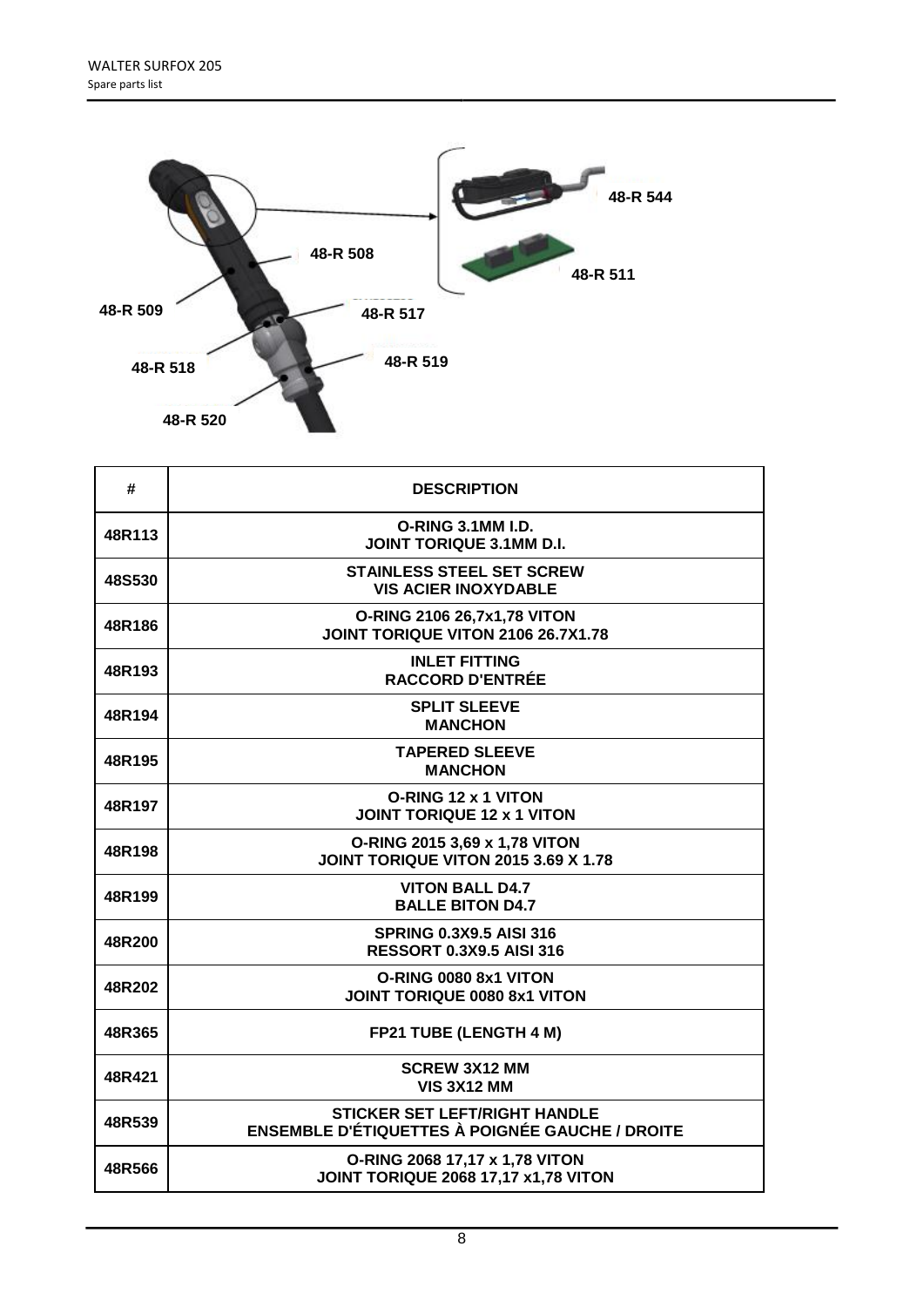48-R 544

48-R 508

48-R 511

48-R 509

48-R 517

48-R 518

48-R 519

48-R 520

| # | DESCRIPTION |
|---|---|
| 48R113 | O-RING 3.1MM I.D.<br>JOINT TORIQUE 3.1MM D.I. |
| 48S530 | STAINLESS STEEL SET SCREW<br>VIS ACIER INOXYDABLE |
| 48R186 | O-RING 2106 26,7x1,78 VITON<br>JOINT TORIQUE VITON 2106 26.7X1.78 |
| 48R193 | INLET FITTING<br>RACCORD D'ENTRÉE |
| 48R194 | SPLIT SLEEVE<br>MANCHON |
| 48R195 | TAPERED SLEEVE<br>MANCHON |
| 48R197 | O-RING 12 x 1 VITON<br>JOINT TORIQUE 12 x 1 VITON |
| 48R198 | O-RING 2015 3,69 x 1,78 VITON<br>JOINT TORIQUE VITON 2015 3.69 X 1.78 |
| 48R199 | VITON BALL D4.7<br>BALLE BITON D4.7 |
| 48R200 | SPRING 0.3X9.5 AISI 316<br>RESSORT 0.3X9.5 AISI 316 |
| 48R202 | O-RING 0080 8x1 VITON<br>JOINT TORIQUE 0080 8x1 VITON |
| 48R365 | FP21 TUBE (LENGTH 4 M) |
| 48R421 | SCREW 3X12 MM<br>VIS 3X12 MM |
| 48R539 | STICKER SET LEFT/RIGHT HANDLE<br>ENSEMBLE D'ÉTIQUETTES À POIGNÉE GAUCHE / DROITE |
| 48R566 | O-RING 2068 17,17 x 1,78 VITON<br>JOINT TORIQUE 2068 17,17 x1,78 VITON |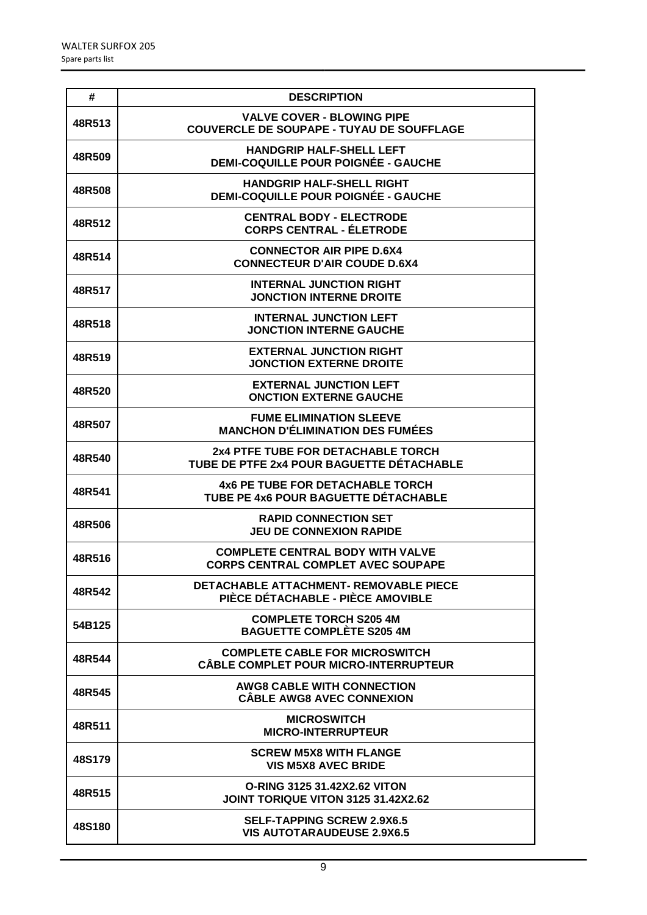| # | DESCRIPTION |
| --- | --- |
| 48R513 | VALVE COVER - BLOWING PIPE<br>COUVERCLE DE SOUPAPE - TUYAU DE SOUFFLAGE |
| 48R509 | HANDGRIP HALF-SHELL LEFT<br>DEMI-COQUILLE POUR POIGNÉE - GAUCHE |
| 48R508 | HANDGRIP HALF-SHELL RIGHT<br>DEMI-COQUILLE POUR POIGNÉE - GAUCHE |
| 48R512 | CENTRAL BODY - ELECTRODE<br>CORPS CENTRAL - ÉLETRODE |
| 48R514 | CONNECTOR AIR PIPE D.6X4<br>CONNECTEUR D'AIR COUDE D.6X4 |
| 48R517 | INTERNAL JUNCTION RIGHT<br>JONCTION INTERNE DROITE |
| 48R518 | INTERNAL JUNCTION LEFT<br>JONCTION INTERNE GAUCHE |
| 48R519 | EXTERNAL JUNCTION RIGHT<br>JONCTION EXTERNE DROITE |
| 48R520 | EXTERNAL JUNCTION LEFT<br>ONCTION EXTERNE GAUCHE |
| 48R507 | FUME ELIMINATION SLEEVE<br>MANCHON D'ÉLIMINATION DES FUMÉES |
| 48R540 | 2x4 PTFE TUBE FOR DETACHABLE TORCH<br>TUBE DE PTFE 2x4 POUR BAGUETTE DÉTACHABLE |
| 48R541 | 4x6 PE TUBE FOR DETACHABLE TORCH<br>TUBE PE 4x6 POUR BAGUETTE DÉTACHABLE |
| 48R506 | RAPID CONNECTION SET<br>JEU DE CONNEXION RAPIDE |
| 48R516 | COMPLETE CENTRAL BODY WITH VALVE<br>CORPS CENTRAL COMPLET AVEC SOUPAPE |
| 48R542 | DETACHABLE ATTACHMENT- REMOVABLE PIECE<br>PIÈCE DÉTACHABLE - PIÈCE AMOVIBLE |
| 54B125 | COMPLETE TORCH S205 4M<br>BAGUETTE COMPLÈTE S205 4M |
| 48R544 | COMPLETE CABLE FOR MICROSWITCH<br>CÂBLE COMPLET POUR MICRO-INTERRUPTEUR |
| 48R545 | AWG8 CABLE WITH CONNECTION<br>CÂBLE AWG8 AVEC CONNEXION |
| 48R511 | MICROSWITCH<br>MICRO-INTERRUPTEUR |
| 48S179 | SCREW M5X8 WITH FLANGE<br>VIS M5X8 AVEC BRIDE |
| 48R515 | O-RING 3125 31.42X2.62 VITON<br>JOINT TORIQUE VITON 3125 31.42X2.62 |
| 48S180 | SELF-TAPPING SCREW 2.9X6.5<br>VIS AUTOTARAUDEUSE 2.9X6.5 |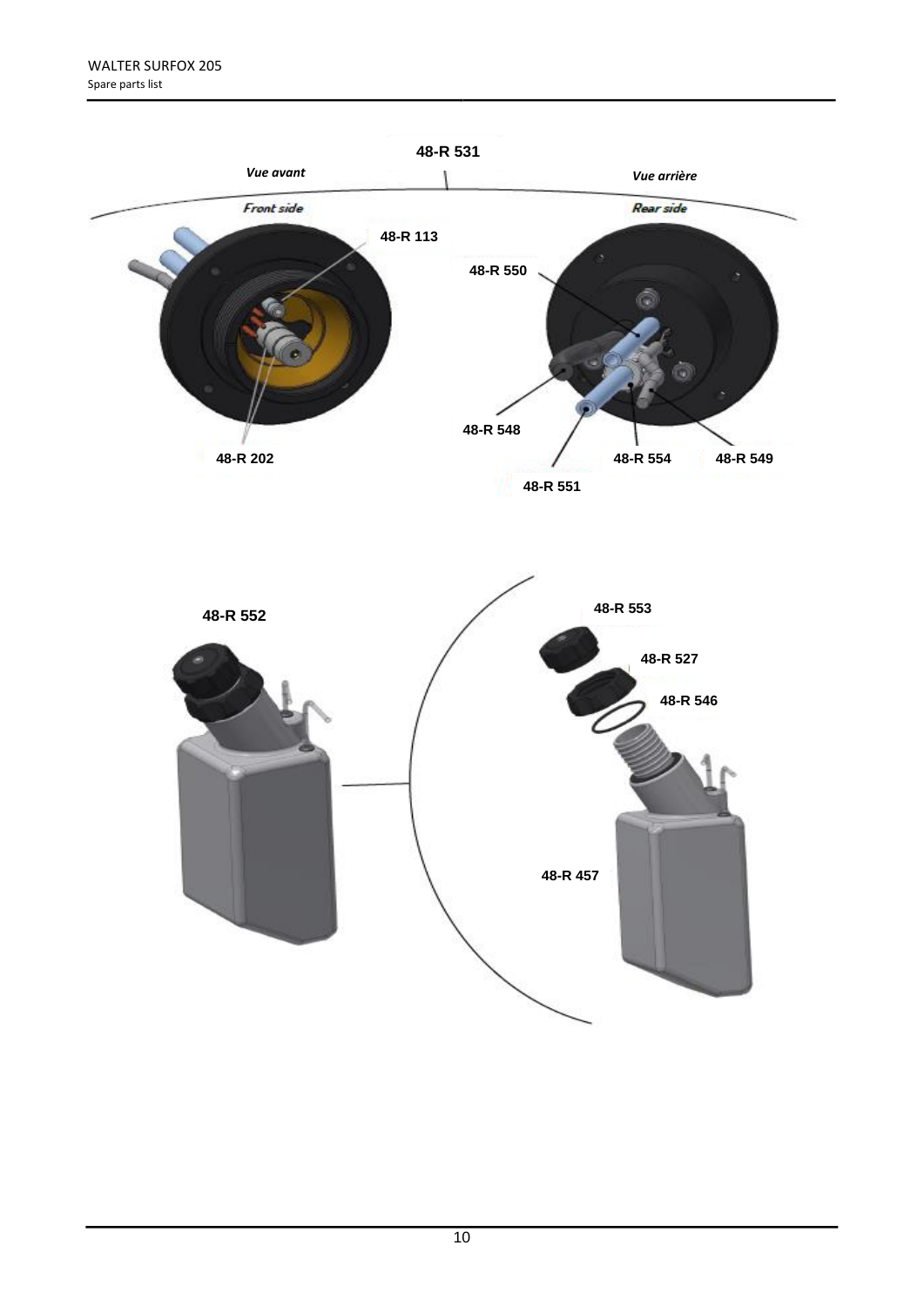48-R 531

*Vue avant*

*Front side*

*Vue arrière*

*Rear side*

48-R 113

48-R 550

48-R 548

48-R 202

48-R 554

48-R 549

48-R 551

48-R 552

48-R 553

48-R 527

48-R 546

48-R 457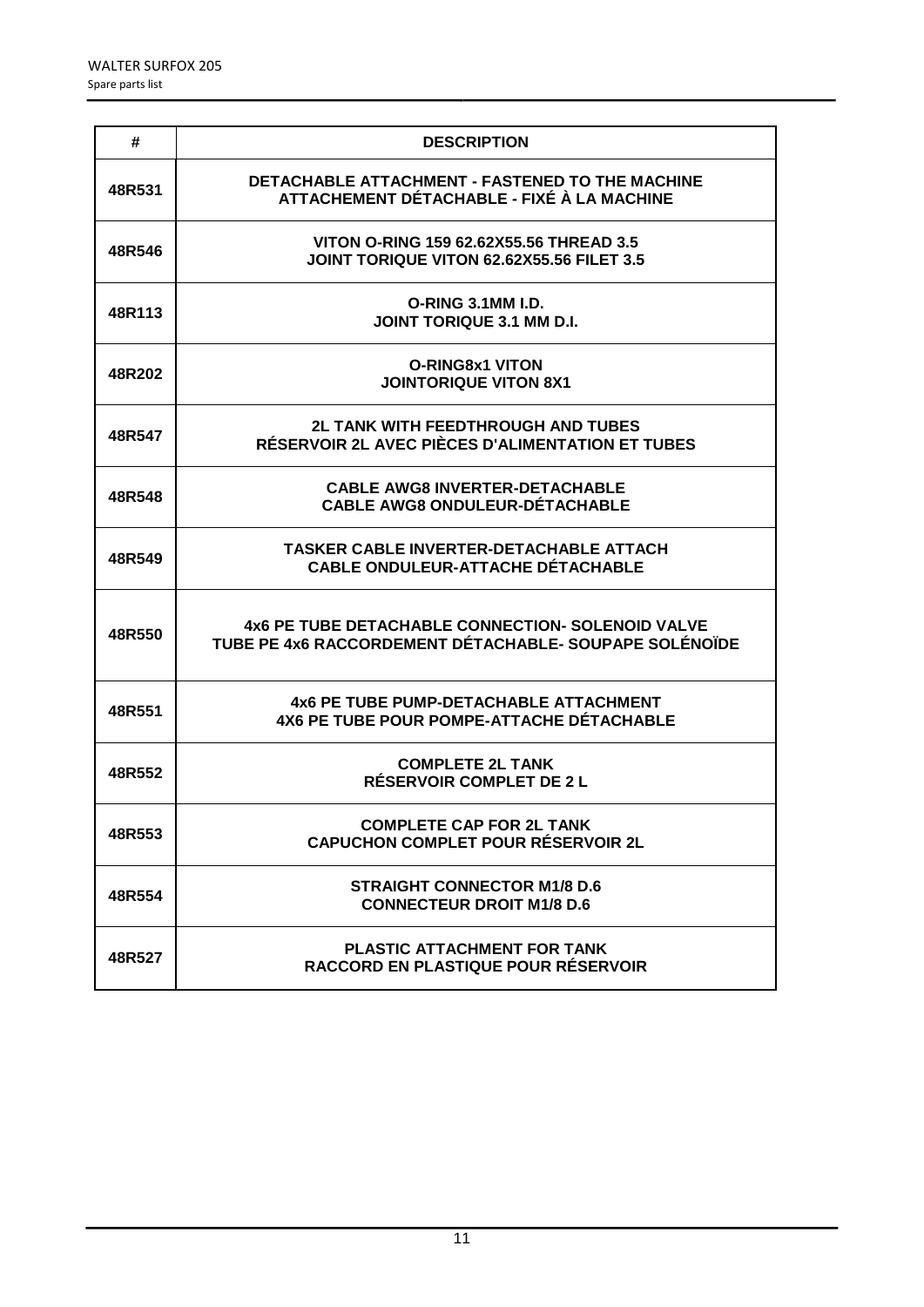| # | DESCRIPTION |
|---|---|
| 48R531 | DETACHABLE ATTACHMENT - FASTENED TO THE MACHINE<br>ATTACHEMENT DÉTACHABLE - FIXÉ À LA MACHINE |
| 48R546 | VITON O-RING 159 62.62X55.56 THREAD 3.5<br>JOINT TORIQUE VITON 62.62X55.56 FILET 3.5 |
| 48R113 | O-RING 3.1MM I.D.<br>JOINT TORIQUE 3.1 MM D.I. |
| 48R202 | O-RING8x1 VITON<br>JOINTORIQUE VITON 8X1 |
| 48R547 | 2L TANK WITH FEEDTHROUGH AND TUBES<br>RÉSERVOIR 2L AVEC PIÈCES D'ALIMENTATION ET TUBES |
| 48R548 | CABLE AWG8 INVERTER-DETACHABLE<br>CABLE AWG8 ONDULEUR-DÉTACHABLE |
| 48R549 | TASKER CABLE INVERTER-DETACHABLE ATTACH<br>CABLE ONDULEUR-ATTACHE DÉTACHABLE |
| 48R550 | 4x6 PE TUBE DETACHABLE CONNECTION- SOLENOID VALVE<br>TUBE PE 4x6 RACCORDEMENT DÉTACHABLE- SOUPAPE SOLÉNOÏDE |
| 48R551 | 4x6 PE TUBE PUMP-DETACHABLE ATTACHMENT<br>4X6 PE TUBE POUR POMPE-ATTACHE DÉTACHABLE |
| 48R552 | COMPLETE 2L TANK<br>RÉSERVOIR COMPLET DE 2 L |
| 48R553 | COMPLETE CAP FOR 2L TANK<br>CAPUCHON COMPLET POUR RÉSERVOIR 2L |
| 48R554 | STRAIGHT CONNECTOR M1/8 D.6<br>CONNECTEUR DROIT M1/8 D.6 |
| 48R527 | PLASTIC ATTACHMENT FOR TANK<br>RACCORD EN PLASTIQUE POUR RÉSERVOIR |